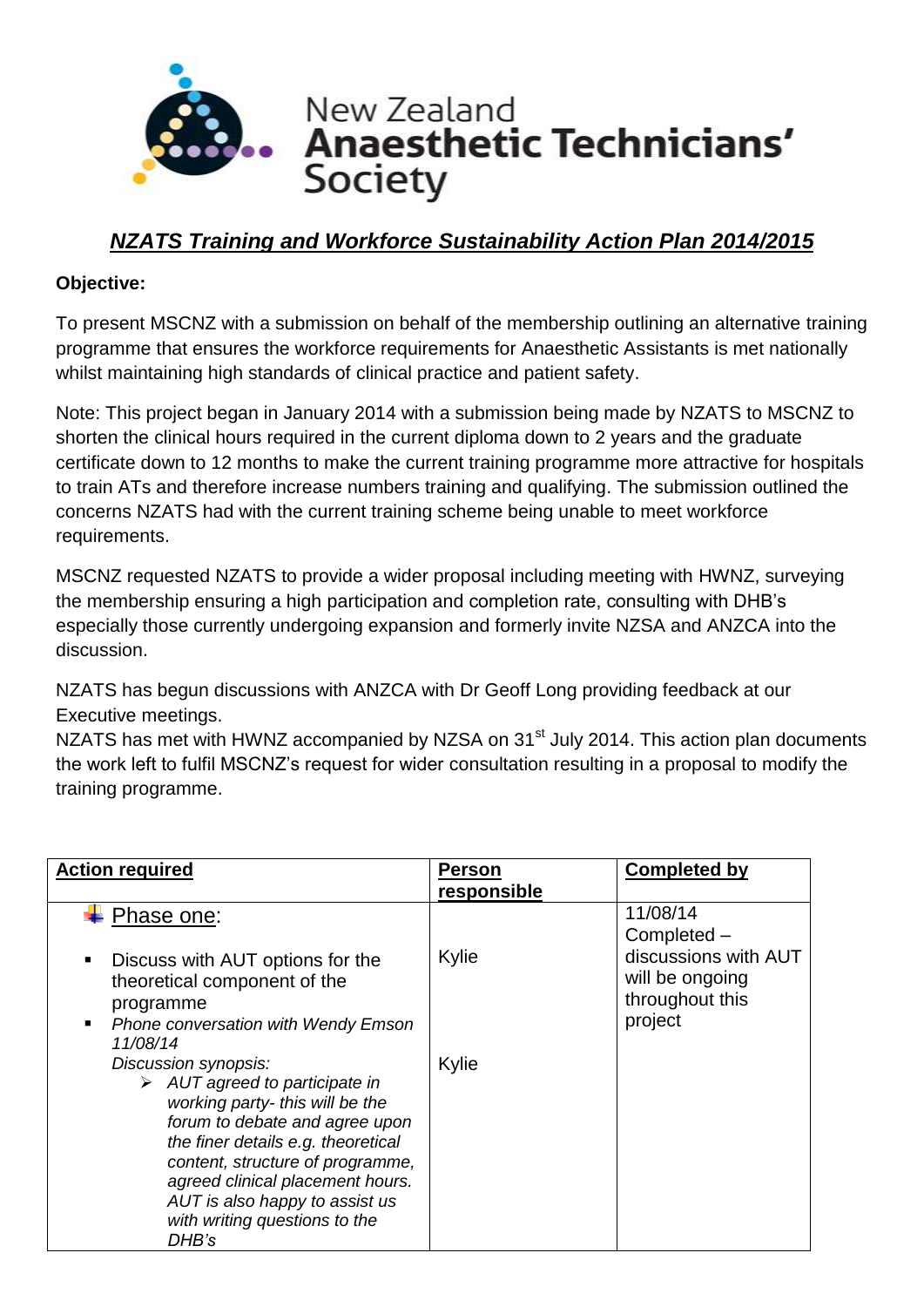# New Zealand Anaesthetic Technicians' Society

## *NZATS Training and Workforce Sustainability Action Plan 2014/2015*

**Objective:**

To present MSCNZ with a submission on behalf of the membership outlining an alternative training programme that ensures the workforce requirements for Anaesthetic Assistants is met nationally whilst maintaining high standards of clinical practice and patient safety.

Note: This project began in January 2014 with a submission being made by NZATS to MSCNZ to shorten the clinical hours required in the current diploma down to 2 years and the graduate certificate down to 12 months to make the current training programme more attractive for hospitals to train ATs and therefore increase numbers training and qualifying. The submission outlined the concerns NZATS had with the current training scheme being unable to meet workforce requirements.

MSCNZ requested NZATS to provide a wider proposal including meeting with HWNZ, surveying the membership ensuring a high participation and completion rate, consulting with DHB's especially those currently undergoing expansion and formerly invite NZSA and ANZCA into the discussion.

NZATS has begun discussions with ANZCA with Dr Geoff Long providing feedback at our Executive meetings.

NZATS has met with HWNZ accompanied by NZSA on 31st July 2014. This action plan documents the work left to fulfil MSCNZ's request for wider consultation resulting in a proposal to modify the training programme.

| Action required | Person responsible | Completed by |
|---|---|---|
| Phase one:<br><br>▪ Discuss with AUT options for the theoretical component of the programme<br>▪ *Phone conversation with Wendy Emson 11/08/14*<br>*Discussion synopsis:*<br>➢ *AUT agreed to participate in working party- this will be the forum to debate and agree upon the finer details e.g. theoretical content, structure of programme, agreed clinical placement hours. AUT is also happy to assist us with writing questions to the DHB's* | <br><br>Kylie<br><br><br>Kylie | 11/08/14 Completed – discussions with AUT will be ongoing throughout this project |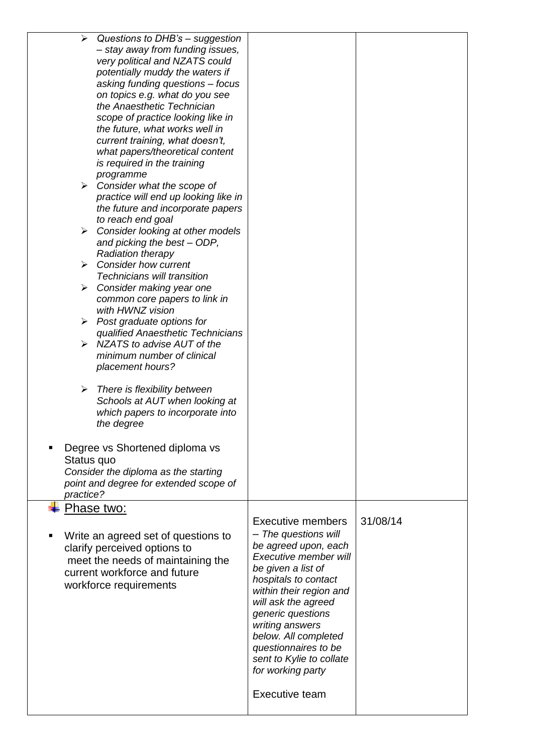| | | |
|---|---|---|
| ➢ *Questions to DHB's – suggestion – stay away from funding issues, very political and NZATS could potentially muddy the waters if asking funding questions – focus on topics e.g. what do you see the Anaesthetic Technician scope of practice looking like in the future, what works well in current training, what doesn't, what papers/theoretical content is required in the training programme*<br>➢ *Consider what the scope of practice will end up looking like in the future and incorporate papers to reach end goal*<br>➢ *Consider looking at other models and picking the best – ODP, Radiation therapy*<br>➢ *Consider how current Technicians will transition*<br>➢ *Consider making year one common core papers to link in with HWNZ vision*<br>➢ *Post graduate options for qualified Anaesthetic Technicians*<br>➢ *NZATS to advise AUT of the minimum number of clinical placement hours?*<br>➢ *There is flexibility between Schools at AUT when looking at which papers to incorporate into the degree*<br>▪ Degree vs Shortened diploma vs Status quo<br>*Consider the diploma as the starting point and degree for extended scope of practice?* | | |
| <u>Phase two:</u><br>▪ Write an agreed set of questions to clarify perceived options to meet the needs of maintaining the current workforce and future workforce requirements | Executive members – *The questions will be agreed upon, each Executive member will be given a list of hospitals to contact within their region and will ask the agreed generic questions writing answers below. All completed questionnaires to be sent to Kylie to collate for working party*<br><br>Executive team | 31/08/14 |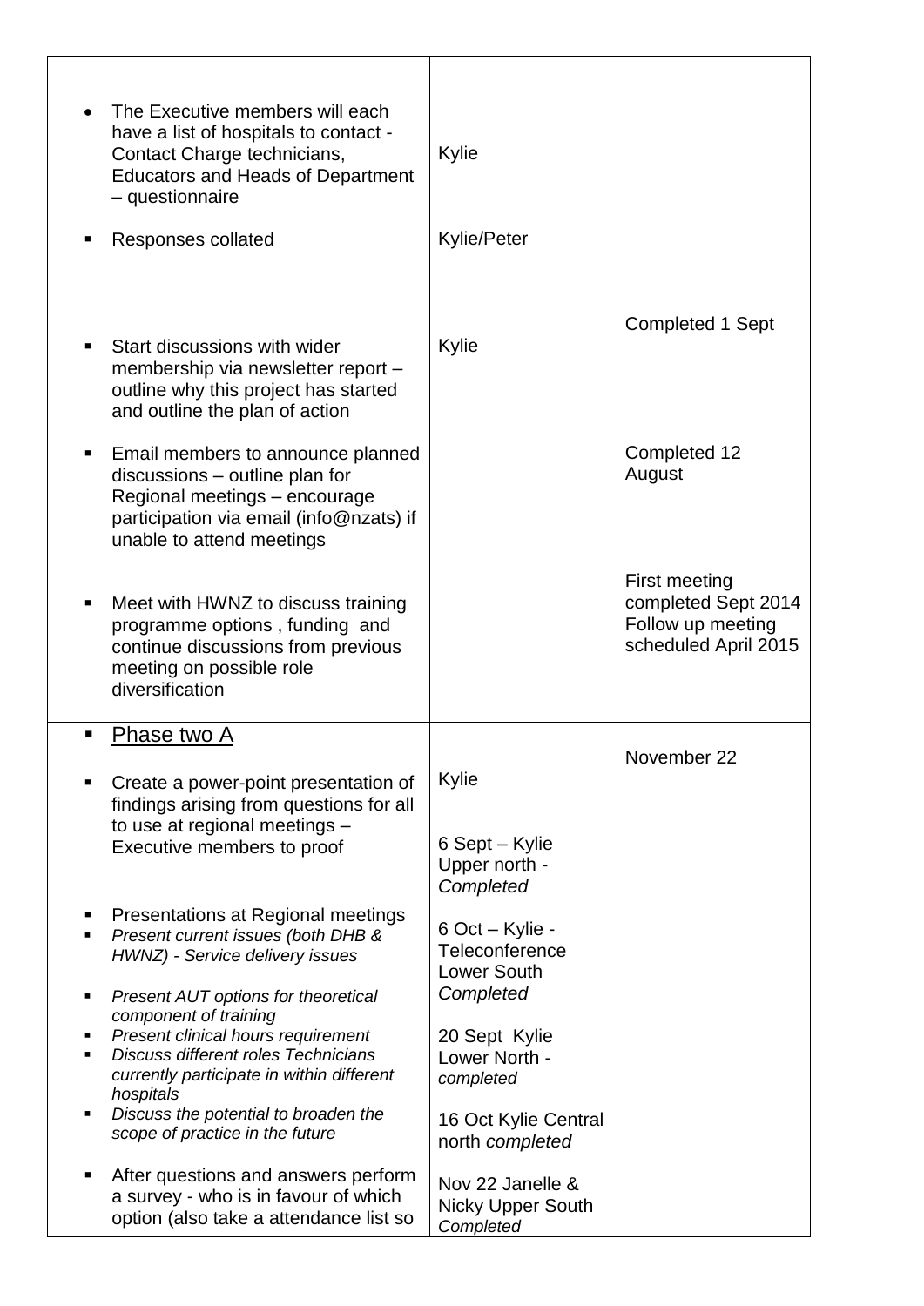| | | |
|---|---|---|
| • The Executive members will each have a list of hospitals to contact - Contact Charge technicians, Educators and Heads of Department – questionnaire<br><br>▪ Responses collated<br><br>▪ Start discussions with wider membership via newsletter report – outline why this project has started and outline the plan of action<br><br>▪ Email members to announce planned discussions – outline plan for Regional meetings – encourage participation via email (info@nzats) if unable to attend meetings<br><br>▪ Meet with HWNZ to discuss training programme options , funding and continue discussions from previous meeting on possible role diversification | Kylie<br><br>Kylie/Peter<br><br>Kylie | Completed 1 Sept<br><br>Completed 12 August<br><br>First meeting completed Sept 2014 Follow up meeting scheduled April 2015 |
| ▪ <u>Phase two A</u><br><br>▪ Create a power-point presentation of findings arising from questions for all to use at regional meetings – Executive members to proof<br><br>▪ Presentations at Regional meetings<br>▪ *Present current issues (both DHB & HWNZ) - Service delivery issues*<br>▪ *Present AUT options for theoretical component of training*<br>▪ *Present clinical hours requirement*<br>▪ *Discuss different roles Technicians currently participate in within different hospitals*<br>▪ *Discuss the potential to broaden the scope of practice in the future*<br><br>▪ After questions and answers perform a survey - who is in favour of which option (also take a attendance list so | Kylie<br><br>6 Sept – Kylie Upper north - *Completed*<br><br>6 Oct – Kylie - Teleconference Lower South *Completed*<br><br>20 Sept Kylie Lower North - *completed*<br><br>16 Oct Kylie Central north *completed*<br><br>Nov 22 Janelle & Nicky Upper South *Completed* | November 22 |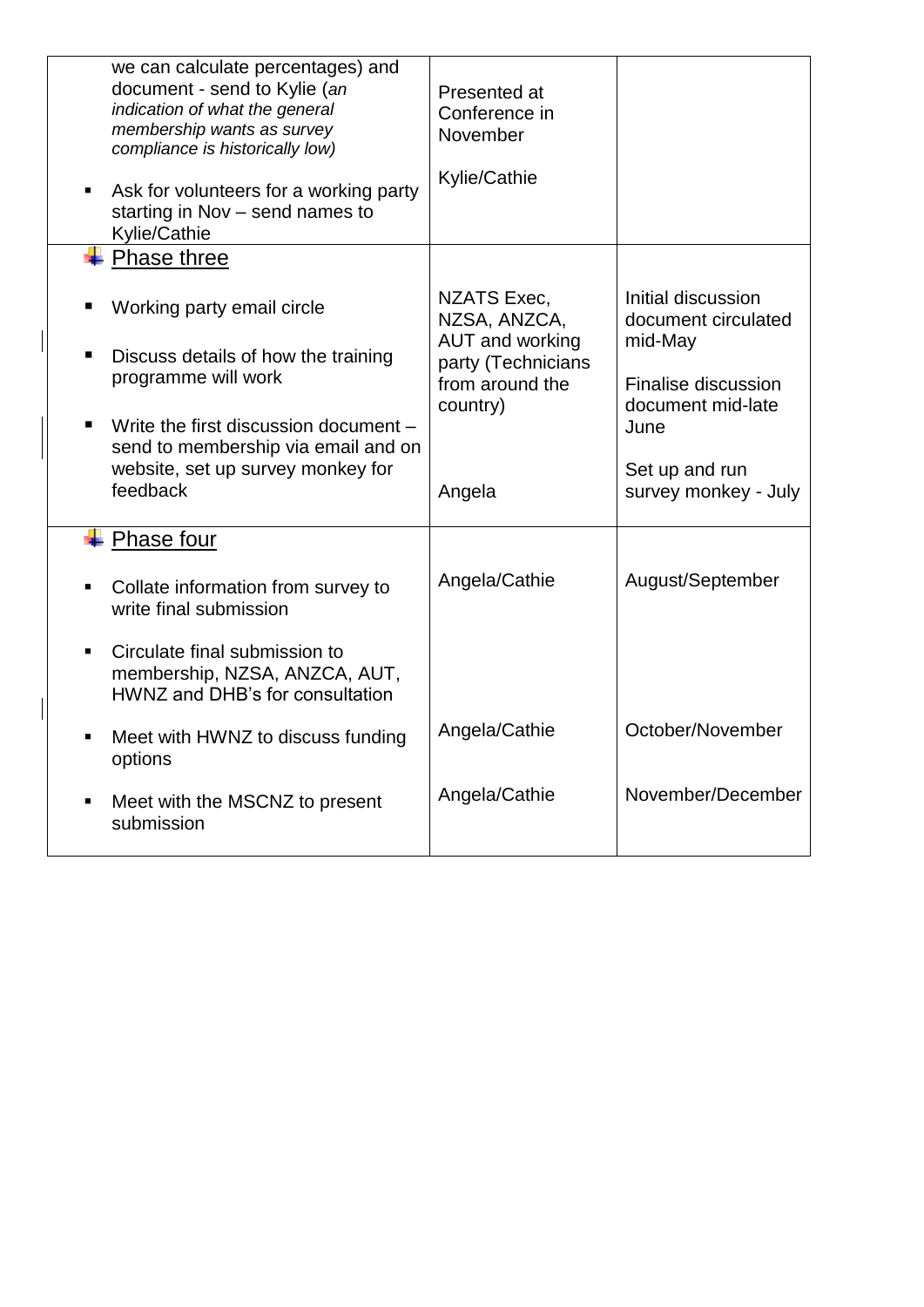| | | |
|---|---|---|
| we can calculate percentages) and document - send to Kylie (*an indication of what the general membership wants as survey compliance is historically low)*<br><br>▪ Ask for volunteers for a working party starting in Nov – send names to Kylie/Cathie | Presented at Conference in November<br><br>Kylie/Cathie | |
| <u>Phase three</u><br><br>▪ Working party email circle<br><br>▪ Discuss details of how the training programme will work<br><br>▪ Write the first discussion document – send to membership via email and on website, set up survey monkey for feedback | NZATS Exec, NZSA, ANZCA, AUT and working party (Technicians from around the country)<br><br>Angela | Initial discussion document circulated mid-May<br><br>Finalise discussion document mid-late June<br><br>Set up and run survey monkey - July |
| <u>Phase four</u><br><br>▪ Collate information from survey to write final submission<br><br>▪ Circulate final submission to membership, NZSA, ANZCA, AUT, HWNZ and DHB's for consultation<br><br>▪ Meet with HWNZ to discuss funding options<br><br>▪ Meet with the MSCNZ to present submission | Angela/Cathie<br><br>Angela/Cathie<br><br>Angela/Cathie | August/September<br><br>October/November<br><br>November/December |